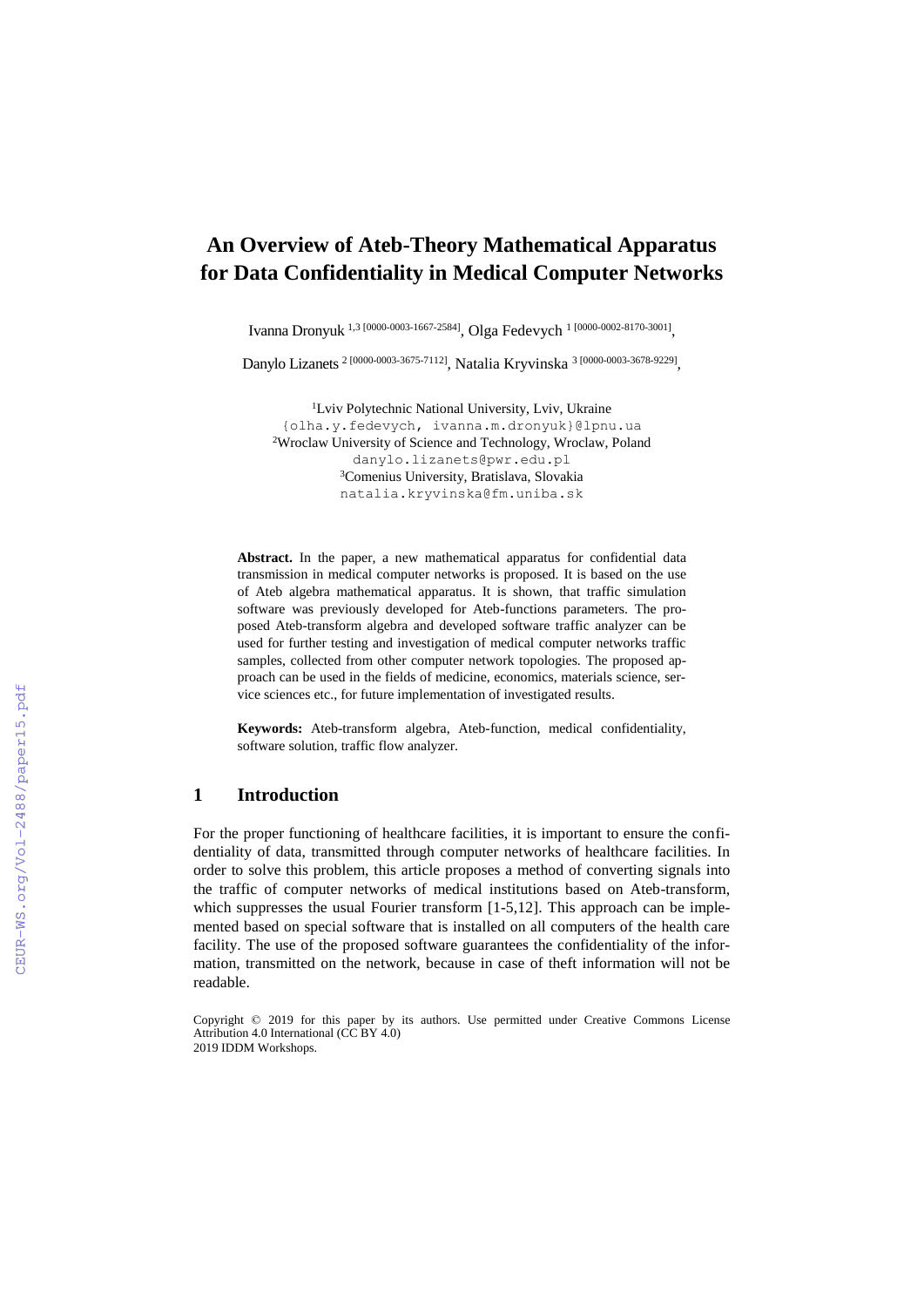# An Overview of Ateb-Theory Mathematical Apparatus for Data Confidentiality in Medical Computer Networks

Ivanna Dronyuk [1,3] [0000-0003-1667-2584], Olga Fedevych [1] [0000-0002-8170-3001],

Danylo Lizanets [2] [0000-0003-3675-7112], Natalia Kryvinska [3] [0000-0003-3678-9229],

[1]Lviv Polytechnic National University, Lviv, Ukraine
{olha.y.fedevych, ivanna.m.dronyuk}@lpnu.ua
[2]Wroclaw University of Science and Technology, Wroclaw, Poland
danylo.lizanets@pwr.edu.pl
[3]Comenius University, Bratislava, Slovakia
natalia.kryvinska@fm.uniba.sk

**Abstract.** In the paper, a new mathematical apparatus for confidential data transmission in medical computer networks is proposed. It is based on the use of Ateb algebra mathematical apparatus. It is shown, that traffic simulation software was previously developed for Ateb-functions parameters. The proposed Ateb-transform algebra and developed software traffic analyzer can be used for further testing and investigation of medical computer networks traffic samples, collected from other computer network topologies. The proposed approach can be used in the fields of medicine, economics, materials science, service sciences etc., for future implementation of investigated results.

**Keywords:** Ateb-transform algebra, Ateb-function, medical confidentiality, software solution, traffic flow analyzer.

## 1 Introduction

For the proper functioning of healthcare facilities, it is important to ensure the confidentiality of data, transmitted through computer networks of healthcare facilities. In order to solve this problem, this article proposes a method of converting signals into the traffic of computer networks of medical institutions based on Ateb-transform, which suppresses the usual Fourier transform [1-5,12]. This approach can be implemented based on special software that is installed on all computers of the health care facility. The use of the proposed software guarantees the confidentiality of the information, transmitted on the network, because in case of theft information will not be readable.

Copyright © 2019 for this paper by its authors. Use permitted under Creative Commons License Attribution 4.0 International (CC BY 4.0)
2019 IDDM Workshops.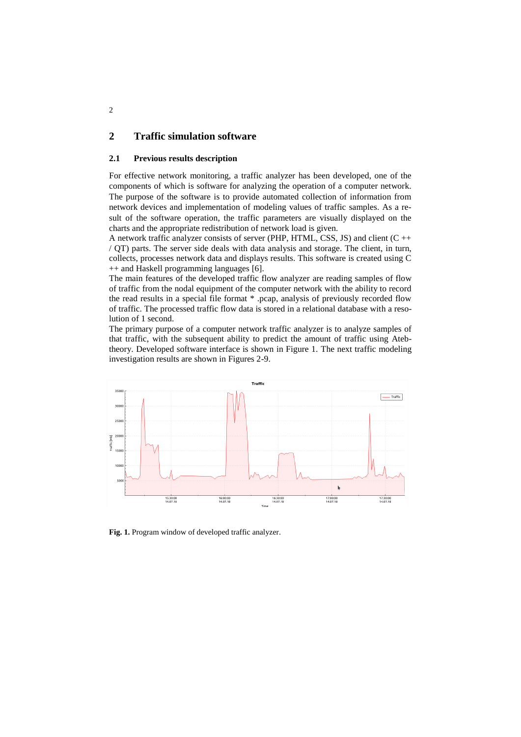## 2 Traffic simulation software

### 2.1 Previous results description

For effective network monitoring, a traffic analyzer has been developed, one of the components of which is software for analyzing the operation of a computer network. The purpose of the software is to provide automated collection of information from network devices and implementation of modeling values of traffic samples. As a result of the software operation, the traffic parameters are visually displayed on the charts and the appropriate redistribution of network load is given.

A network traffic analyzer consists of server (PHP, HTML, CSS, JS) and client (C ++ / QT) parts. The server side deals with data analysis and storage. The client, in turn, collects, processes network data and displays results. This software is created using C ++ and Haskell programming languages [6].

The main features of the developed traffic flow analyzer are reading samples of flow of traffic from the nodal equipment of the computer network with the ability to record the read results in a special file format * .pcap, analysis of previously recorded flow of traffic. The processed traffic flow data is stored in a relational database with a resolution of 1 second.

The primary purpose of a computer network traffic analyzer is to analyze samples of that traffic, with the subsequent ability to predict the amount of traffic using Ateb-theory. Developed software interface is shown in Figure 1. The next traffic modeling investigation results are shown in Figures 2-9.

**Fig. 1.** Program window of developed traffic analyzer.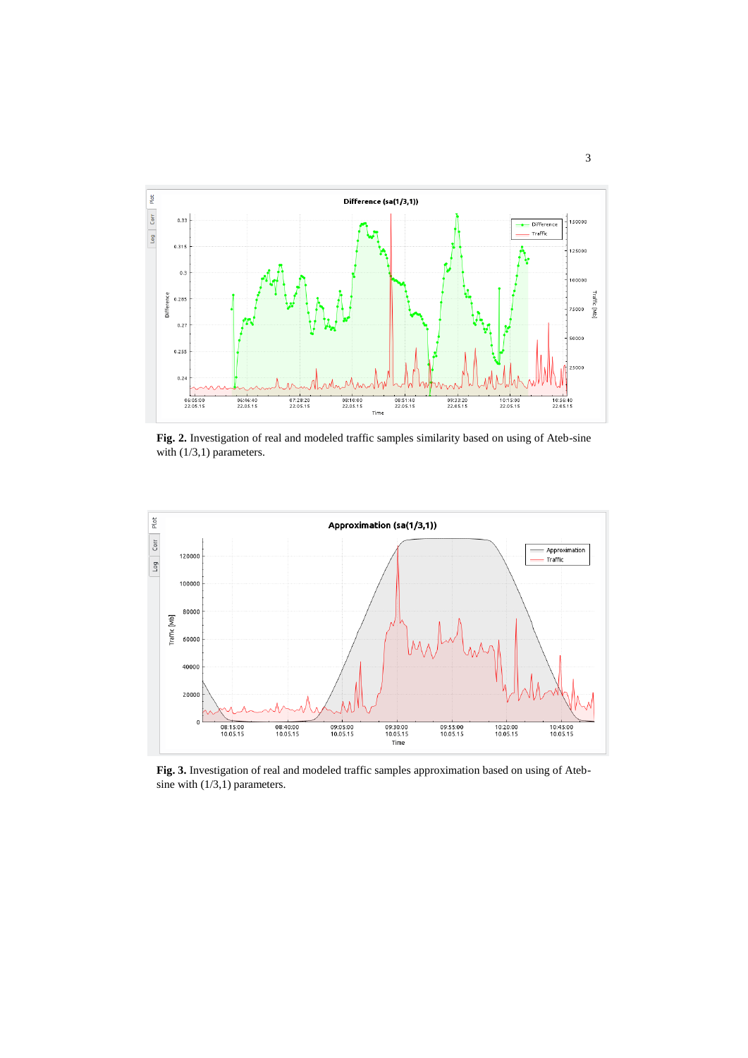**Fig. 2.** Investigation of real and modeled traffic samples similarity based on using of Ateb-sine with (1/3,1) parameters.

**Fig. 3.** Investigation of real and modeled traffic samples approximation based on using of Ateb-sine with (1/3,1) parameters.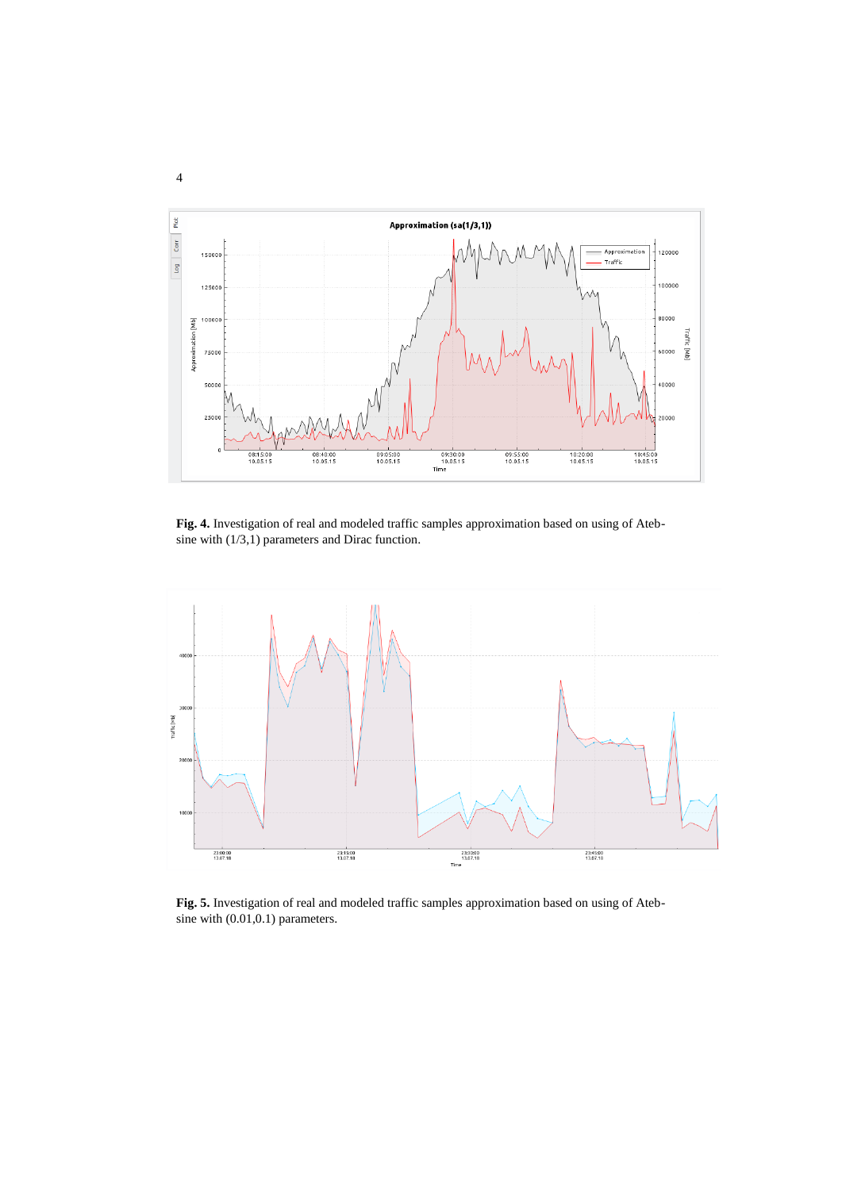**Fig. 4.** Investigation of real and modeled traffic samples approximation based on using of Ateb-sine with (1/3,1) parameters and Dirac function.

**Fig. 5.** Investigation of real and modeled traffic samples approximation based on using of Ateb-sine with (0.01,0.1) parameters.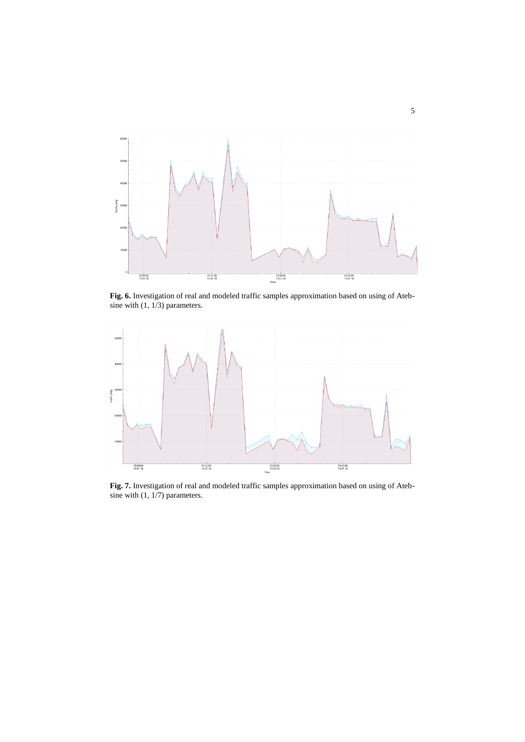**Fig. 6.** Investigation of real and modeled traffic samples approximation based on using of Ateb-sine with (1, 1/3) parameters.

**Fig. 7.** Investigation of real and modeled traffic samples approximation based on using of Ateb-sine with (1, 1/7) parameters.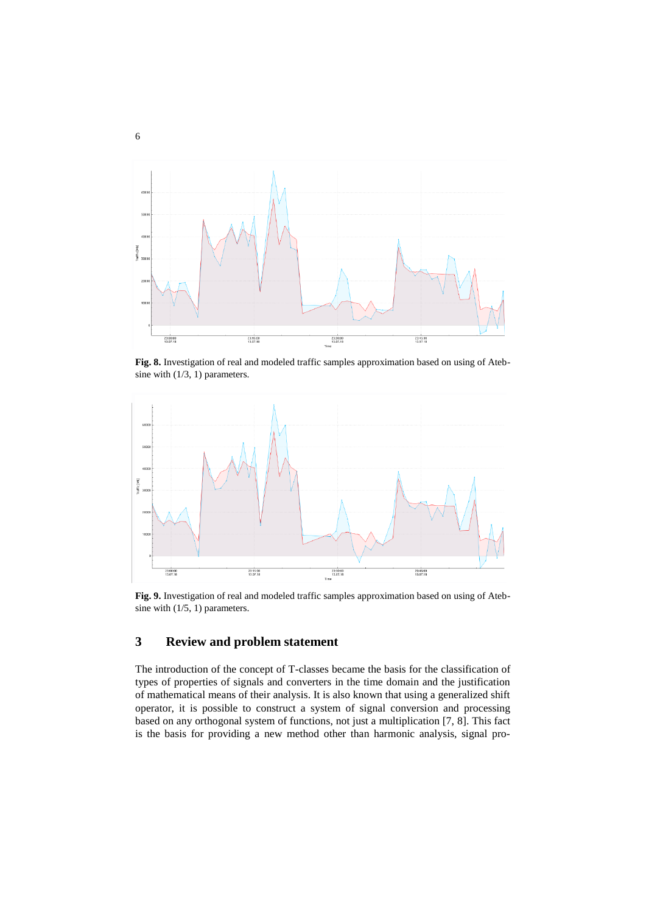**Fig. 8.** Investigation of real and modeled traffic samples approximation based on using of Ateb-sine with (1/3, 1) parameters.

**Fig. 9.** Investigation of real and modeled traffic samples approximation based on using of Ateb-sine with (1/5, 1) parameters.

## 3 Review and problem statement

The introduction of the concept of T-classes became the basis for the classification of types of properties of signals and converters in the time domain and the justification of mathematical means of their analysis. It is also known that using a generalized shift operator, it is possible to construct a system of signal conversion and processing based on any orthogonal system of functions, not just a multiplication [7, 8]. This fact is the basis for providing a new method other than harmonic analysis, signal pro-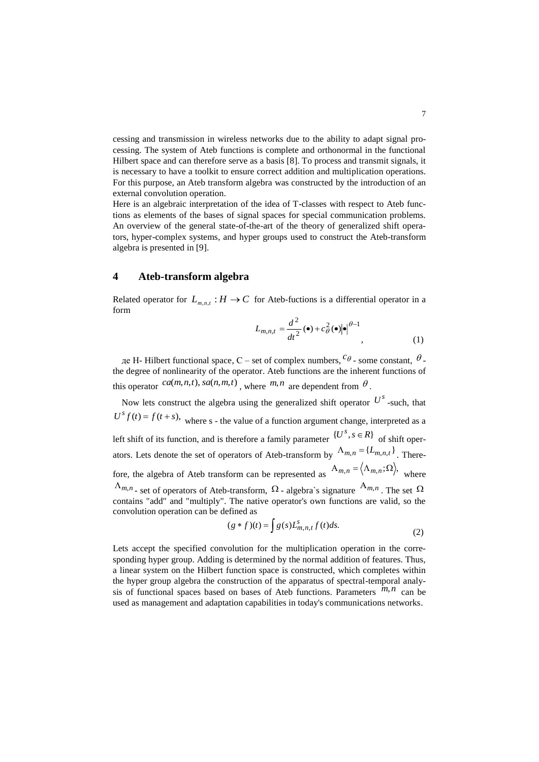cessing and transmission in wireless networks due to the ability to adapt signal processing. The system of Ateb functions is complete and orthonormal in the functional Hilbert space and can therefore serve as a basis [8]. To process and transmit signals, it is necessary to have a toolkit to ensure correct addition and multiplication operations. For this purpose, an Ateb transform algebra was constructed by the introduction of an external convolution operation.

Here is an algebraic interpretation of the idea of T-classes with respect to Ateb functions as elements of the bases of signal spaces for special communication problems. An overview of the general state-of-the-art of the theory of generalized shift operators, hyper-complex systems, and hyper groups used to construct the Ateb-transform algebra is presented in [9].

## 4 Ateb-transform algebra

Related operator for $L_{m,n,t} : H \to C$ for Ateb-fuctions is a differential operator in a form

$$L_{m,n,t} = \frac{d^2}{dt^2}(\bullet) + c_\theta^2(\bullet)\left|\bullet\right|^{\theta-1}, \tag{1}$$

де H- Hilbert functional space, C – set of complex numbers, $c_\theta$ - some constant, $\theta$ - the degree of nonlinearity of the operator. Ateb functions are the inherent functions of this operator $ca(m,n,t), sa(n,m,t)$, where $m,n$ are dependent from $\theta$.

Now lets construct the algebra using the generalized shift operator $U^s$ -such, that $U^s f(t) = f(t+s)$, where s - the value of a function argument change, interpreted as a left shift of its function, and is therefore a family parameter $\{U^s, s \in R\}$ of shift operators. Lets denote the set of operators of Ateb-transform by $\Lambda_{m,n} = \{L_{m,n,t}\}$. Therefore, the algebra of Ateb transform can be represented as $A_{m,n} = \langle \Lambda_{m,n}; \Omega \rangle$, where $\Lambda_{m,n}$ - set of operators of Ateb-transform, $\Omega$ - algebra`s signature $A_{m,n}$. The set $\Omega$ contains "add" and "multiply". The native operator's own functions are valid, so the convolution operation can be defined as

$$(g * f)(t) = \int g(s) L_{m,n,t}^{s} f(t) ds. \tag{2}$$

Lets accept the specified convolution for the multiplication operation in the corresponding hyper group. Adding is determined by the normal addition of features. Thus, a linear system on the Hilbert function space is constructed, which completes within the hyper group algebra the construction of the apparatus of spectral-temporal analysis of functional spaces based on bases of Ateb functions. Parameters $m,n$ can be used as management and adaptation capabilities in today's communications networks.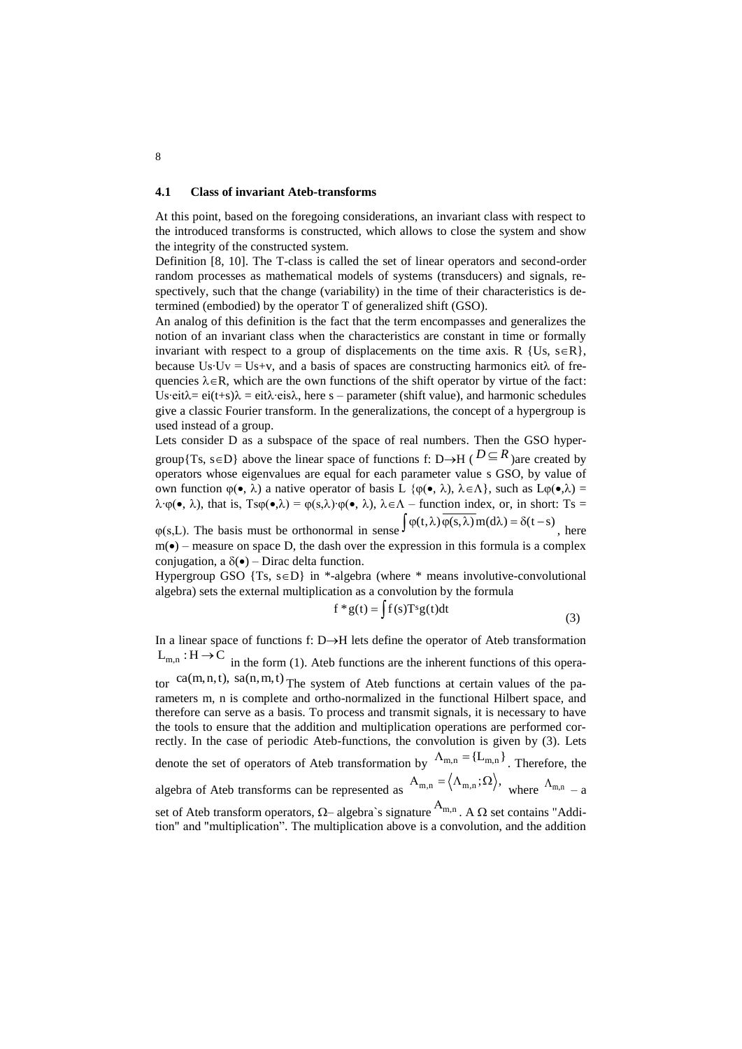### 4.1 Class of invariant Ateb-transforms

At this point, based on the foregoing considerations, an invariant class with respect to the introduced transforms is constructed, which allows to close the system and show the integrity of the constructed system.

Definition [8, 10]. The T-class is called the set of linear operators and second-order random processes as mathematical models of systems (transducers) and signals, respectively, such that the change (variability) in the time of their characteristics is determined (embodied) by the operator T of generalized shift (GSO).

An analog of this definition is the fact that the term encompasses and generalizes the notion of an invariant class when the characteristics are constant in time or formally invariant with respect to a group of displacements on the time axis. R $\{U_s, s \in R\}$, because $U_s \cdot U_v = U_{s+v}$, and a basis of spaces are constructing harmonics $e^{it\lambda}$ of frequencies $\lambda \in R$, which are the own functions of the shift operator by virtue of the fact: $U_s \cdot e^{it\lambda} = e^{i(t+s)\lambda} = e^{it\lambda} \cdot e^{is\lambda}$, here s – parameter (shift value), and harmonic schedules give a classic Fourier transform. In the generalizations, the concept of a hypergroup is used instead of a group.

Lets consider D as a subspace of the space of real numbers. Then the GSO hypergroup$\{T_s, s \in D\}$ above the linear space of functions f: D→H ($D \subseteq R$)are created by operators whose eigenvalues are equal for each parameter value s GSO, by value of own function $\varphi(\bullet, \lambda)$ a native operator of basis L $\{\varphi(\bullet, \lambda), \lambda \in \Lambda\}$, such as $L\varphi(\bullet,\lambda) = \lambda \cdot \varphi(\bullet, \lambda)$, that is, $T_s\varphi(\bullet,\lambda) = \varphi(s,\lambda) \cdot \varphi(\bullet, \lambda)$, $\lambda \in \Lambda$ – function index, or, in short: $T_s = \varphi(s,L)$. The basis must be orthonormal in sense $\int \varphi(t,\lambda)\overline{\varphi(s,\lambda)}\, m(d\lambda) = \delta(t-s)$, here $m(\bullet)$ – measure on space D, the dash over the expression in this formula is a complex conjugation, a $\delta(\bullet)$ – Dirac delta function.

Hypergroup GSO $\{T_s, s \in D\}$ in *-algebra (where * means involutive-convolutional algebra) sets the external multiplication as a convolution by the formula

$$f * g(t) = \int f(s) T^s g(t) dt \tag{3}$$

In a linear space of functions f: D→H lets define the operator of Ateb transformation $L_{m,n} : H \rightarrow C$ in the form (1). Ateb functions are the inherent functions of this operator $ca(m,n,t)$, $sa(n,m,t)$ The system of Ateb functions at certain values of the parameters m, n is complete and ortho-normalized in the functional Hilbert space, and therefore can serve as a basis. To process and transmit signals, it is necessary to have the tools to ensure that the addition and multiplication operations are performed correctly. In the case of periodic Ateb-functions, the convolution is given by (3). Lets denote the set of operators of Ateb transformation by $\Lambda_{m,n} = \{L_{m,n}\}$. Therefore, the algebra of Ateb transforms can be represented as $A_{m,n} = \langle \Lambda_{m,n}; \Omega \rangle$, where $\Lambda_{m,n}$ – a set of Ateb transform operators, Ω– algebra`s signature $A_{m,n}$. A Ω set contains "Addition" and "multiplication". The multiplication above is a convolution, and the addition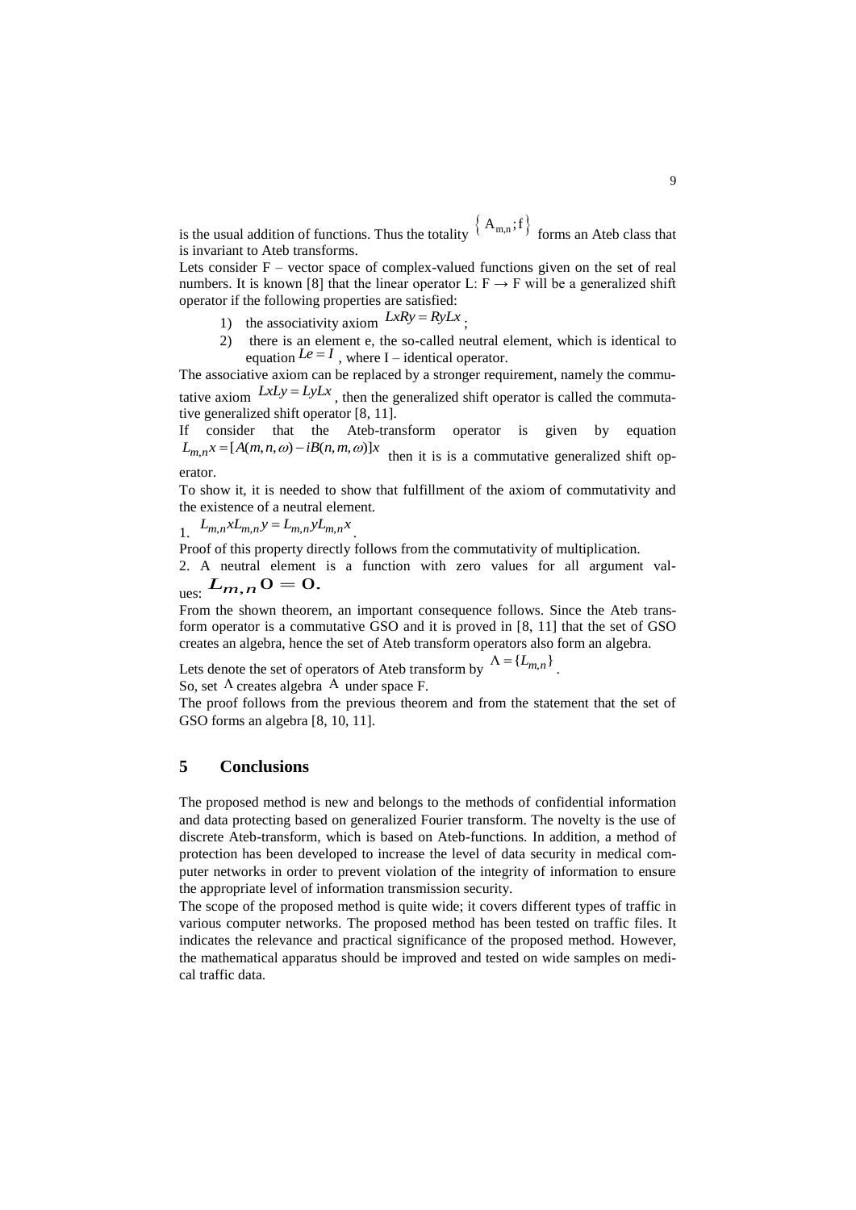is the usual addition of functions. Thus the totality $\{ A_{m,n}; f \}$ forms an Ateb class that is invariant to Ateb transforms.

Lets consider F – vector space of complex-valued functions given on the set of real numbers. It is known [8] that the linear operator L: F → F will be a generalized shift operator if the following properties are satisfied:

1) the associativity axiom $LxRy = RyLx$ ;
2) there is an element e, the so-called neutral element, which is identical to equation $Le = I$ , where I – identical operator.

The associative axiom can be replaced by a stronger requirement, namely the commutative axiom $LxLy = LyLx$ , then the generalized shift operator is called the commutative generalized shift operator [8, 11].

If consider that the Ateb-transform operator is given by equation $L_{m,n}x = [A(m,n,\omega) - iB(n,m,\omega)]x$ then it is is a commutative generalized shift operator.

To show it, it is needed to show that fulfillment of the axiom of commutativity and the existence of a neutral element.

1. $L_{m,n}xL_{m,n}y = L_{m,n}yL_{m,n}x$ .

Proof of this property directly follows from the commutativity of multiplication.

2. A neutral element is a function with zero values for all argument values: $L_{m,n}\mathbf{O} = \mathbf{O}.$

From the shown theorem, an important consequence follows. Since the Ateb transform operator is a commutative GSO and it is proved in [8, 11] that the set of GSO creates an algebra, hence the set of Ateb transform operators also form an algebra.

Lets denote the set of operators of Ateb transform by $\Lambda = \{L_{m,n}\}$ .

So, set $\Lambda$ creates algebra $\mathrm{A}$ under space F.

The proof follows from the previous theorem and from the statement that the set of GSO forms an algebra [8, 10, 11].

## 5 Conclusions

The proposed method is new and belongs to the methods of confidential information and data protecting based on generalized Fourier transform. The novelty is the use of discrete Ateb-transform, which is based on Ateb-functions. In addition, a method of protection has been developed to increase the level of data security in medical computer networks in order to prevent violation of the integrity of information to ensure the appropriate level of information transmission security.

The scope of the proposed method is quite wide; it covers different types of traffic in various computer networks. The proposed method has been tested on traffic files. It indicates the relevance and practical significance of the proposed method. However, the mathematical apparatus should be improved and tested on wide samples on medical traffic data.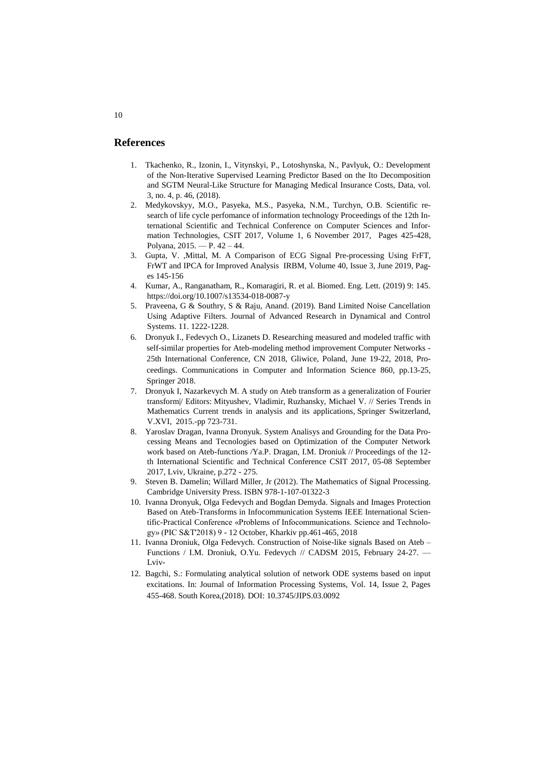## References

1. Tkachenko, R., Izonin, I., Vitynskyi, P., Lotoshynska, N., Pavlyuk, O.: Development of the Non-Iterative Supervised Learning Predictor Based on the Ito Decomposition and SGTM Neural-Like Structure for Managing Medical Insurance Costs, Data, vol. 3, no. 4, p. 46, (2018).
2. Medykovskyy, M.O., Pasyeka, M.S., Pasyeka, N.M., Turchyn, O.B. Scientific research of life cycle perfomance of information technology Proceedings of the 12th International Scientific and Technical Conference on Computer Sciences and Information Technologies, CSIT 2017, Volume 1, 6 November 2017, Pages 425-428, Polyana, 2015. — P. 42 – 44.
3. Gupta, V. ,Mittal, M. A Comparison of ECG Signal Pre-processing Using FrFT, FrWT and IPCA for Improved Analysis IRBM, Volume 40, Issue 3, June 2019, Pages 145-156
4. Kumar, A., Ranganatham, R., Komaragiri, R. et al. Biomed. Eng. Lett. (2019) 9: 145. https://doi.org/10.1007/s13534-018-0087-y
5. Praveena, G & Southry, S & Raju, Anand. (2019). Band Limited Noise Cancellation Using Adaptive Filters. Journal of Advanced Research in Dynamical and Control Systems. 11. 1222-1228.
6. Dronyuk I., Fedevych O., Lizanets D. Researching measured and modeled traffic with self-similar properties for Ateb-modeling method improvement Computer Networks - 25th International Conference, CN 2018, Gliwice, Poland, June 19-22, 2018, Proceedings. Communications in Computer and Information Science 860, pp.13-25, Springer 2018.
7. Dronyuk I, Nazarkevych M. A study on Ateb transform as a generalization of Fourier transform|/ Editors: Mityushev, Vladimir, Ruzhansky, Michael V. // Series Trends in Mathematics Current trends in analysis and its applications, Springer Switzerland, V.XVI, 2015.-pp 723-731.
8. Yaroslav Dragan, Ivanna Dronyuk. System Analisys and Grounding for the Data Processing Means and Tecnologies based on Optimization of the Computer Network work based on Ateb-functions /Ya.P. Dragan, I.M. Droniuk // Proceedings of the 12-th International Scientific and Technical Conference CSIT 2017, 05-08 September 2017, Lviv, Ukraine, p.272 - 275.
9. Steven B. Damelin; Willard Miller, Jr (2012). The Mathematics of Signal Processing. Cambridge University Press. ISBN 978-1-107-01322-3
10. Ivanna Dronyuk, Olga Fedevych and Bogdan Demyda. Signals and Images Protection Based on Ateb-Transforms in Infocommunication Systems IEEE International Scientific-Practical Conference «Problems of Infocommunications. Science and Technology» (PIC S&T'2018) 9 - 12 October, Kharkiv pp.461-465, 2018
11. Ivanna Droniuk, Olga Fedevych. Construction of Noise-like signals Based on Ateb – Functions / I.M. Droniuk, O.Yu. Fedevych // CADSM 2015, February 24-27. — Lviv-
12. Bagchi, S.: Formulating analytical solution of network ODE systems based on input excitations. In: Journal of Information Processing Systems, Vol. 14, Issue 2, Pages 455-468. South Korea,(2018). DOI: 10.3745/JIPS.03.0092